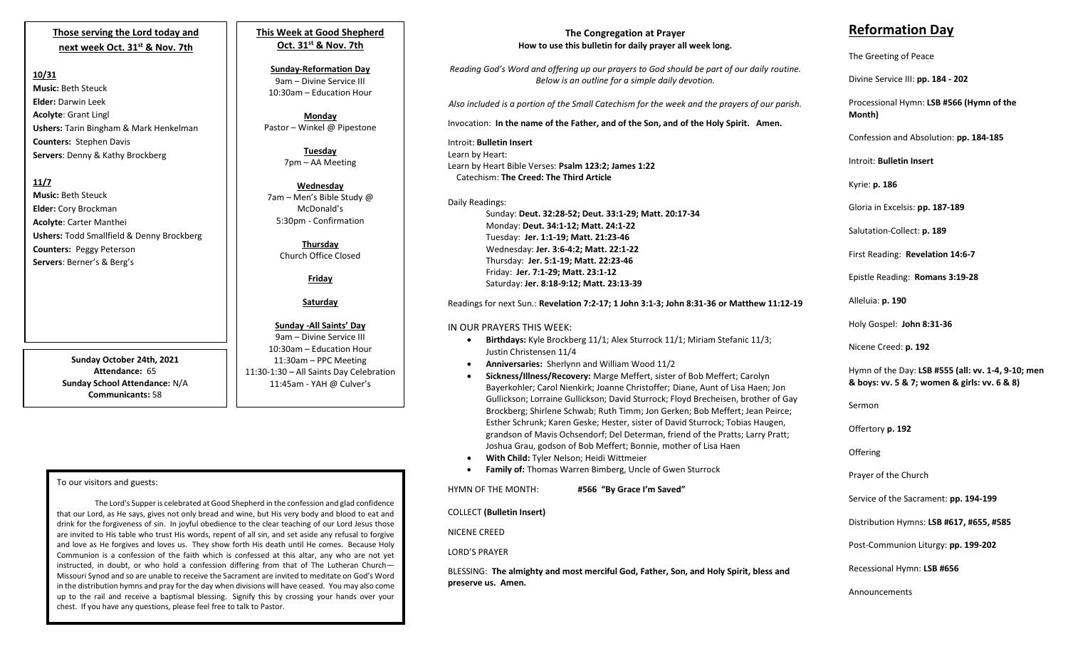## Those serving the Lord today and next week Oct. 31st & Nov. 7th

**10/31**
**Music:** Beth Steuck
**Elder:** Darwin Leek
**Acolyte**: Grant Lingl
**Ushers:** Tarin Bingham & Mark Henkelman
**Counters:** Stephen Davis
**Servers**: Denny & Kathy Brockberg

**11/7**
**Music:** Beth Steuck
**Elder:** Cory Brockman
**Acolyte**: Carter Manthei
**Ushers:** Todd Smallfield & Denny Brockberg
**Counters:** Peggy Peterson
**Servers**: Berner's & Berg's

**Sunday October 24th, 2021**
**Attendance:** 65
**Sunday School Attendance:** N/A
**Communicants:** 58

## This Week at Good Shepherd Oct. 31st & Nov. 7th

**Sunday-Reformation Day**
9am – Divine Service III
10:30am – Education Hour

**Monday**
Pastor – Winkel @ Pipestone

**Tuesday**
7pm – AA Meeting

**Wednesday**
7am – Men's Bible Study @ McDonald's
5:30pm - Confirmation

**Thursday**
Church Office Closed

**Friday**

**Saturday**

**Sunday -All Saints' Day**
9am – Divine Service III
10:30am – Education Hour
11:30am – PPC Meeting
11:30-1:30 – All Saints Day Celebration
11:45am - YAH @ Culver's

To our visitors and guests:

The Lord's Supper is celebrated at Good Shepherd in the confession and glad confidence that our Lord, as He says, gives not only bread and wine, but His very body and blood to eat and drink for the forgiveness of sin. In joyful obedience to the clear teaching of our Lord Jesus those are invited to His table who trust His words, repent of all sin, and set aside any refusal to forgive and love as He forgives and loves us. They show forth His death until He comes. Because Holy Communion is a confession of the faith which is confessed at this altar, any who are not yet instructed, in doubt, or who hold a confession differing from that of The Lutheran Church—Missouri Synod and so are unable to receive the Sacrament are invited to meditate on God's Word in the distribution hymns and pray for the day when divisions will have ceased. You may also come up to the rail and receive a baptismal blessing. Signify this by crossing your hands over your chest. If you have any questions, please feel free to talk to Pastor.

## The Congregation at Prayer
**How to use this bulletin for daily prayer all week long.**

*Reading God's Word and offering up our prayers to God should be part of our daily routine. Below is an outline for a simple daily devotion.*

*Also included is a portion of the Small Catechism for the week and the prayers of our parish.*

Invocation: **In the name of the Father, and of the Son, and of the Holy Spirit. Amen.**

Introit: **Bulletin Insert**
Learn by Heart:
Learn by Heart Bible Verses: **Psalm 123:2; James 1:22**
Catechism: **The Creed: The Third Article**

Daily Readings:
Sunday: **Deut. 32:28-52; Deut. 33:1-29; Matt. 20:17-34**
Monday: **Deut. 34:1-12; Matt. 24:1-22**
Tuesday: **Jer. 1:1-19; Matt. 21:23-46**
Wednesday: **Jer. 3:6-4:2; Matt. 22:1-22**
Thursday: **Jer. 5:1-19; Matt. 22:23-46**
Friday: **Jer. 7:1-29; Matt. 23:1-12**
Saturday: **Jer. 8:18-9:12; Matt. 23:13-39**

Readings for next Sun.: **Revelation 7:2-17; 1 John 3:1-3; John 8:31-36 or Matthew 11:12-19**

IN OUR PRAYERS THIS WEEK:

- **Birthdays:** Kyle Brockberg 11/1; Alex Sturrock 11/1; Miriam Stefanic 11/3; Justin Christensen 11/4
- **Anniversaries:** Sherlynn and William Wood 11/2
- **Sickness/Illness/Recovery:** Marge Meffert, sister of Bob Meffert; Carolyn Bayerkohler; Carol Nienkirk; Joanne Christoffer; Diane, Aunt of Lisa Haen; Jon Gullickson; Lorraine Gullickson; David Sturrock; Floyd Brecheisen, brother of Gay Brockberg; Shirlene Schwab; Ruth Timm; Jon Gerken; Bob Meffert; Jean Peirce; Esther Schrunk; Karen Geske; Hester, sister of David Sturrock; Tobias Haugen, grandson of Mavis Ochsendorf; Del Determan, friend of the Pratts; Larry Pratt; Joshua Grau, godson of Bob Meffert; Bonnie, mother of Lisa Haen
- **With Child:** Tyler Nelson; Heidi Wittmeier
- **Family of:** Thomas Warren Bimberg, Uncle of Gwen Sturrock

HYMN OF THE MONTH: **#566 "By Grace I'm Saved"**

COLLECT **(Bulletin Insert)**

NICENE CREED

LORD'S PRAYER

BLESSING: **The almighty and most merciful God, Father, Son, and Holy Spirit, bless and preserve us. Amen.**

## Reformation Day

The Greeting of Peace

Divine Service III: **pp. 184 - 202**

Processional Hymn: **LSB #566 (Hymn of the Month)**

Confession and Absolution: **pp. 184-185**

Introit: **Bulletin Insert**

Kyrie: **p. 186**

Gloria in Excelsis: **pp. 187-189**

Salutation-Collect: **p. 189**

First Reading: **Revelation 14:6-7**

Epistle Reading: **Romans 3:19-28**

Alleluia: **p. 190**

Holy Gospel: **John 8:31-36**

Nicene Creed: **p. 192**

Hymn of the Day: **LSB #555 (all: vv. 1-4, 9-10; men & boys: vv. 5 & 7; women & girls: vv. 6 & 8)**

Sermon

Offertory **p. 192**

Offering

Prayer of the Church

Service of the Sacrament: **pp. 194-199**

Distribution Hymns: **LSB #617, #655, #585**

Post-Communion Liturgy: **pp. 199-202**

Recessional Hymn: **LSB #656**

Announcements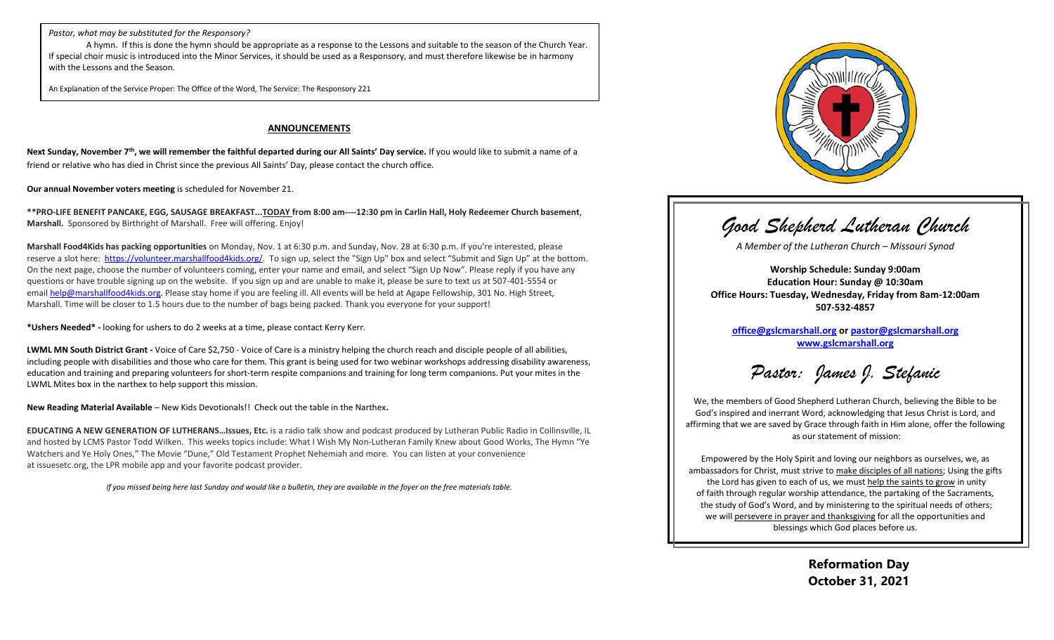*Pastor, what may be substituted for the Responsory?*

A hymn. If this is done the hymn should be appropriate as a response to the Lessons and suitable to the season of the Church Year. If special choir music is introduced into the Minor Services, it should be used as a Responsory, and must therefore likewise be in harmony with the Lessons and the Season.

An Explanation of the Service Proper: The Office of the Word, The Service: The Responsory 221

## ANNOUNCEMENTS

**Next Sunday, November 7th, we will remember the faithful departed during our All Saints' Day service.** If you would like to submit a name of a friend or relative who has died in Christ since the previous All Saints' Day, please contact the church office.

**Our annual November voters meeting** is scheduled for November 21.

**\*\*PRO-LIFE BENEFIT PANCAKE, EGG, SAUSAGE BREAKFAST...TODAY from 8:00 am----12:30 pm in Carlin Hall, Holy Redeemer Church basement, Marshall.** Sponsored by Birthright of Marshall. Free will offering. Enjoy!

**Marshall Food4Kids has packing opportunities** on Monday, Nov. 1 at 6:30 p.m. and Sunday, Nov. 28 at 6:30 p.m. If you're interested, please reserve a slot here: https://volunteer.marshallfood4kids.org/. To sign up, select the "Sign Up" box and select "Submit and Sign Up" at the bottom. On the next page, choose the number of volunteers coming, enter your name and email, and select "Sign Up Now". Please reply if you have any questions or have trouble signing up on the website. If you sign up and are unable to make it, please be sure to text us at 507-401-5554 or email help@marshallfood4kids.org. Please stay home if you are feeling ill. All events will be held at Agape Fellowship, 301 No. High Street, Marshall. Time will be closer to 1.5 hours due to the number of bags being packed. Thank you everyone for your support!

**\*Ushers Needed\* -** looking for ushers to do 2 weeks at a time, please contact Kerry Kerr.

**LWML MN South District Grant -** Voice of Care $2,750 - Voice of Care is a ministry helping the church reach and disciple people of all abilities, including people with disabilities and those who care for them. This grant is being used for two webinar workshops addressing disability awareness, education and training and preparing volunteers for short-term respite companions and training for long term companions. Put your mites in the LWML Mites box in the narthex to help support this mission.

**New Reading Material Available** – New Kids Devotionals!! Check out the table in the Narthex**.**

**EDUCATING A NEW GENERATION OF LUTHERANS…Issues, Etc.** is a radio talk show and podcast produced by Lutheran Public Radio in Collinsville, IL and hosted by LCMS Pastor Todd Wilken. This weeks topics include: What I Wish My Non-Lutheran Family Knew about Good Works, The Hymn "Ye Watchers and Ye Holy Ones," The Movie "Dune," Old Testament Prophet Nehemiah and more. You can listen at your convenience at issuesetc.org, the LPR mobile app and your favorite podcast provider.

*If you missed being here last Sunday and would like a bulletin, they are available in the foyer on the free materials table.*

# *Good Shepherd Lutheran Church*

*A Member of the Lutheran Church – Missouri Synod*

**Worship Schedule: Sunday 9:00am**
**Education Hour: Sunday @ 10:30am**
**Office Hours: Tuesday, Wednesday, Friday from 8am-12:00am**
**507-532-4857**

**office@gslcmarshall.org or pastor@gslcmarshall.org**
**www.gslcmarshall.org**

## *Pastor: James J. Stefanic*

We, the members of Good Shepherd Lutheran Church, believing the Bible to be God's inspired and inerrant Word, acknowledging that Jesus Christ is Lord, and affirming that we are saved by Grace through faith in Him alone, offer the following as our statement of mission:

Empowered by the Holy Spirit and loving our neighbors as ourselves, we, as ambassadors for Christ, must strive to make disciples of all nations; Using the gifts the Lord has given to each of us, we must help the saints to grow in unity of faith through regular worship attendance, the partaking of the Sacraments, the study of God's Word, and by ministering to the spiritual needs of others; we will persevere in prayer and thanksgiving for all the opportunities and blessings which God places before us.

**Reformation Day**
**October 31, 2021**